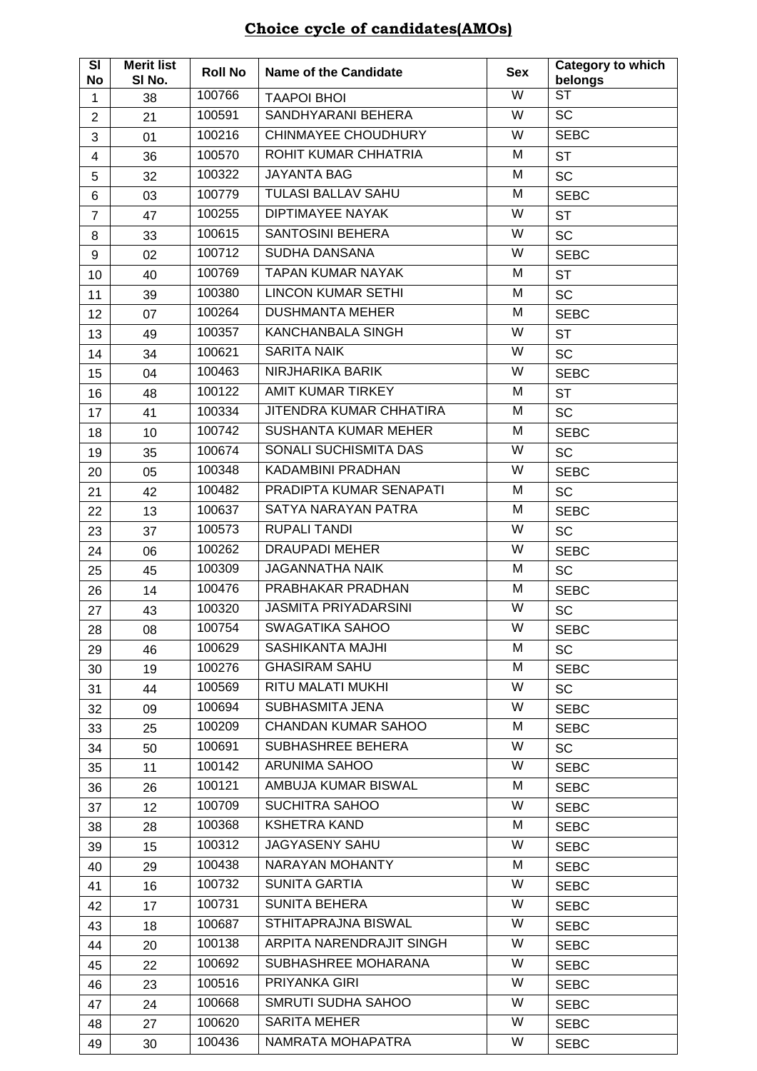## **Choice cycle of candidates(AMOs)**

| Sl No | Merit list Sl No. | Roll No | Name of the Candidate | Sex | Category to which belongs |
|---|---|---|---|---|---|
| 1 | 38 | 100766 | TAAPOI BHOI | W | ST |
| 2 | 21 | 100591 | SANDHYARANI BEHERA | W | SC |
| 3 | 01 | 100216 | CHINMAYEE CHOUDHURY | W | SEBC |
| 4 | 36 | 100570 | ROHIT KUMAR CHHATRIA | M | ST |
| 5 | 32 | 100322 | JAYANTA BAG | M | SC |
| 6 | 03 | 100779 | TULASI BALLAV SAHU | M | SEBC |
| 7 | 47 | 100255 | DIPTIMAYEE NAYAK | W | ST |
| 8 | 33 | 100615 | SANTOSINI BEHERA | W | SC |
| 9 | 02 | 100712 | SUDHA DANSANA | W | SEBC |
| 10 | 40 | 100769 | TAPAN KUMAR NAYAK | M | ST |
| 11 | 39 | 100380 | LINCON KUMAR SETHI | M | SC |
| 12 | 07 | 100264 | DUSHMANTA MEHER | M | SEBC |
| 13 | 49 | 100357 | KANCHANBALA SINGH | W | ST |
| 14 | 34 | 100621 | SARITA NAIK | W | SC |
| 15 | 04 | 100463 | NIRJHARIKA BARIK | W | SEBC |
| 16 | 48 | 100122 | AMIT KUMAR TIRKEY | M | ST |
| 17 | 41 | 100334 | JITENDRA KUMAR CHHATIRA | M | SC |
| 18 | 10 | 100742 | SUSHANTA KUMAR MEHER | M | SEBC |
| 19 | 35 | 100674 | SONALI SUCHISMITA DAS | W | SC |
| 20 | 05 | 100348 | KADAMBINI PRADHAN | W | SEBC |
| 21 | 42 | 100482 | PRADIPTA KUMAR SENAPATI | M | SC |
| 22 | 13 | 100637 | SATYA NARAYAN PATRA | M | SEBC |
| 23 | 37 | 100573 | RUPALI TANDI | W | SC |
| 24 | 06 | 100262 | DRAUPADI MEHER | W | SEBC |
| 25 | 45 | 100309 | JAGANNATHA NAIK | M | SC |
| 26 | 14 | 100476 | PRABHAKAR PRADHAN | M | SEBC |
| 27 | 43 | 100320 | JASMITA PRIYADARSINI | W | SC |
| 28 | 08 | 100754 | SWAGATIKA SAHOO | W | SEBC |
| 29 | 46 | 100629 | SASHIKANTA MAJHI | M | SC |
| 30 | 19 | 100276 | GHASIRAM SAHU | M | SEBC |
| 31 | 44 | 100569 | RITU MALATI MUKHI | W | SC |
| 32 | 09 | 100694 | SUBHASMITA JENA | W | SEBC |
| 33 | 25 | 100209 | CHANDAN KUMAR SAHOO | M | SEBC |
| 34 | 50 | 100691 | SUBHASHREE BEHERA | W | SC |
| 35 | 11 | 100142 | ARUNIMA SAHOO | W | SEBC |
| 36 | 26 | 100121 | AMBUJA KUMAR BISWAL | M | SEBC |
| 37 | 12 | 100709 | SUCHITRA SAHOO | W | SEBC |
| 38 | 28 | 100368 | KSHETRA KAND | M | SEBC |
| 39 | 15 | 100312 | JAGYASENY SAHU | W | SEBC |
| 40 | 29 | 100438 | NARAYAN MOHANTY | M | SEBC |
| 41 | 16 | 100732 | SUNITA GARTIA | W | SEBC |
| 42 | 17 | 100731 | SUNITA BEHERA | W | SEBC |
| 43 | 18 | 100687 | STHITAPRAJNA BISWAL | W | SEBC |
| 44 | 20 | 100138 | ARPITA NARENDRAJIT SINGH | W | SEBC |
| 45 | 22 | 100692 | SUBHASHREE MOHARANA | W | SEBC |
| 46 | 23 | 100516 | PRIYANKA GIRI | W | SEBC |
| 47 | 24 | 100668 | SMRUTI SUDHA SAHOO | W | SEBC |
| 48 | 27 | 100620 | SARITA MEHER | W | SEBC |
| 49 | 30 | 100436 | NAMRATA MOHAPATRA | W | SEBC |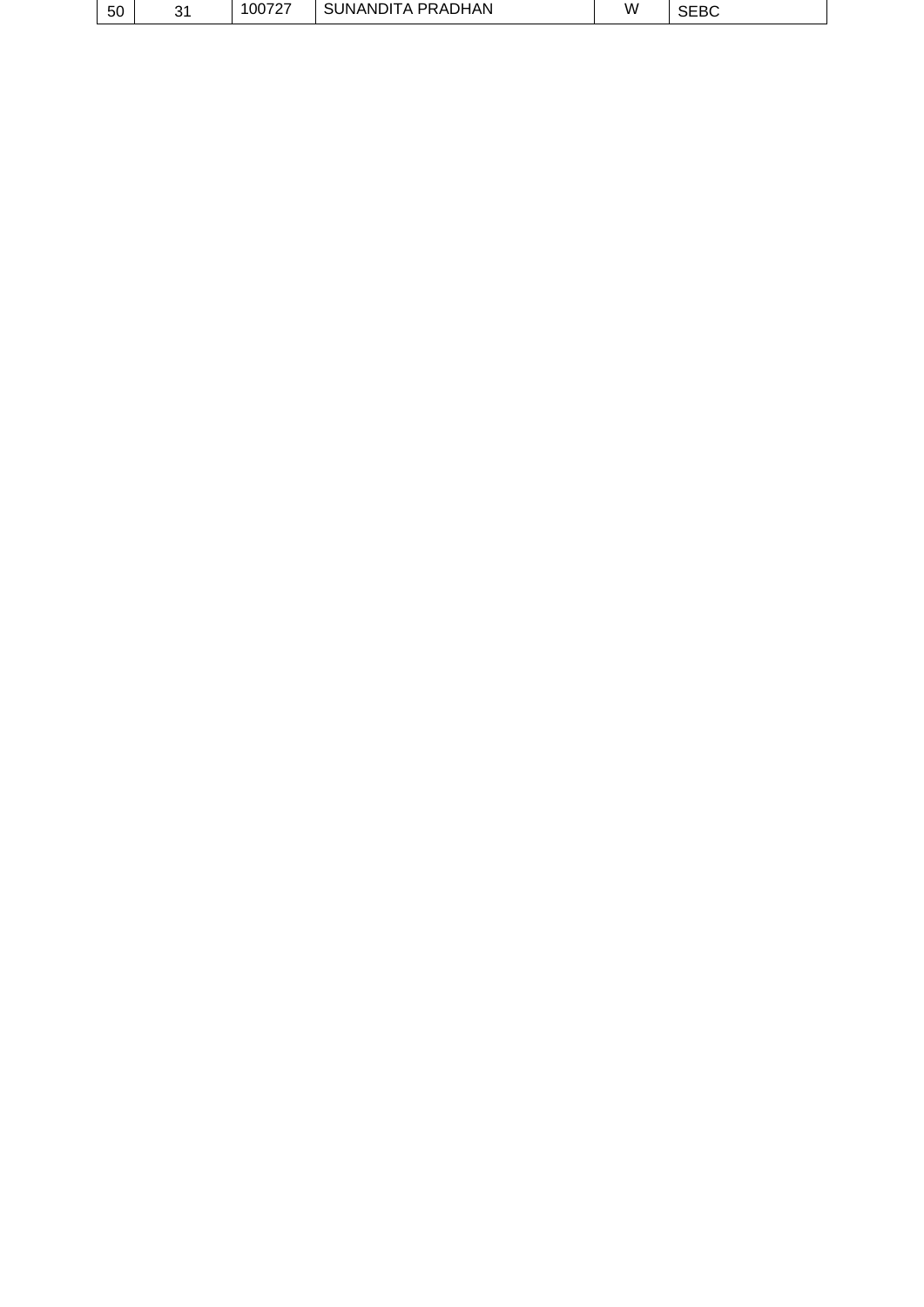| | | | | | |
|---|---|---|---|---|---|
| 50 | 31 | 100727 | SUNANDITA PRADHAN | W | SEBC |